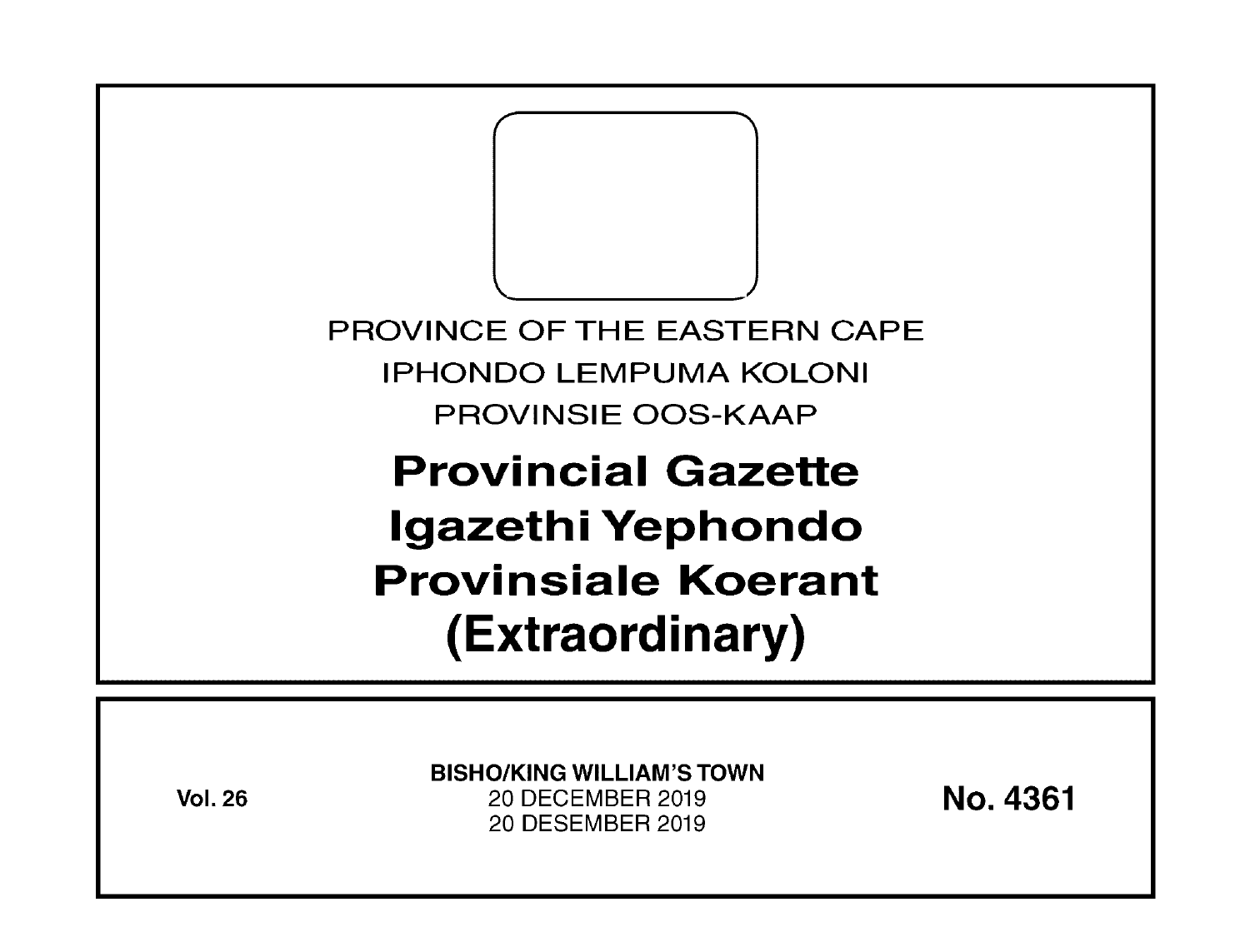PROVINCE OF THE EASTERN CAPE

IPHONDO LEMPUMA KOLONI

PROVINSIE OOS-KAAP

# Provincial Gazette
# Igazethi Yephondo
# Provinsiale Koerant
# (Extraordinary)

**Vol. 26**

**BISHO/KING WILLIAM'S TOWN**
20 DECEMBER 2019
20 DESEMBER 2019

**No. 4361**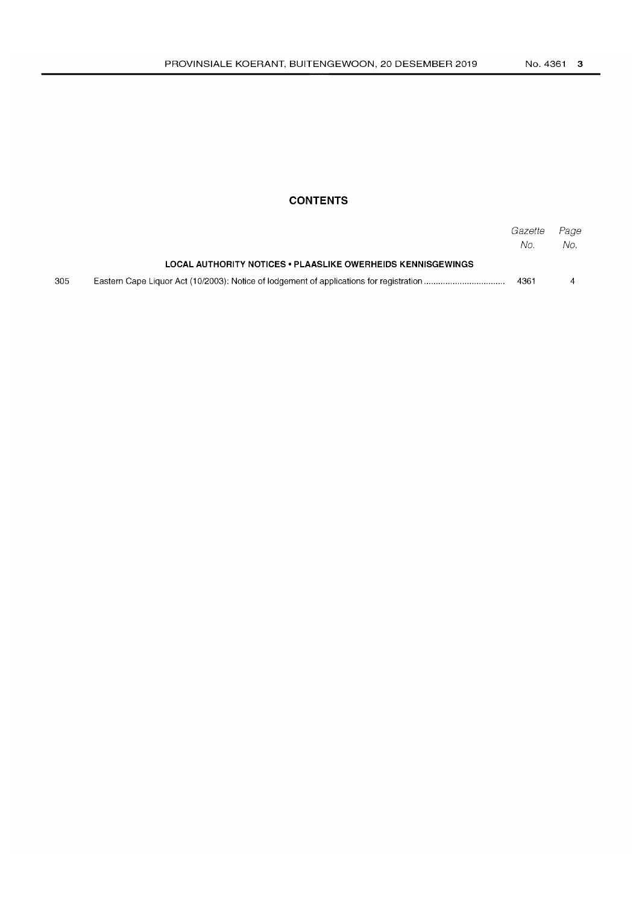## CONTENTS

| | | Gazette No. | Page No. |
|---|---|---|---|
| | **LOCAL AUTHORITY NOTICES • PLAASLIKE OWERHEIDS KENNISGEWINGS** | | |
| 305 | Eastern Cape Liquor Act (10/2003): Notice of lodgement of applications for registration | 4361 | 4 |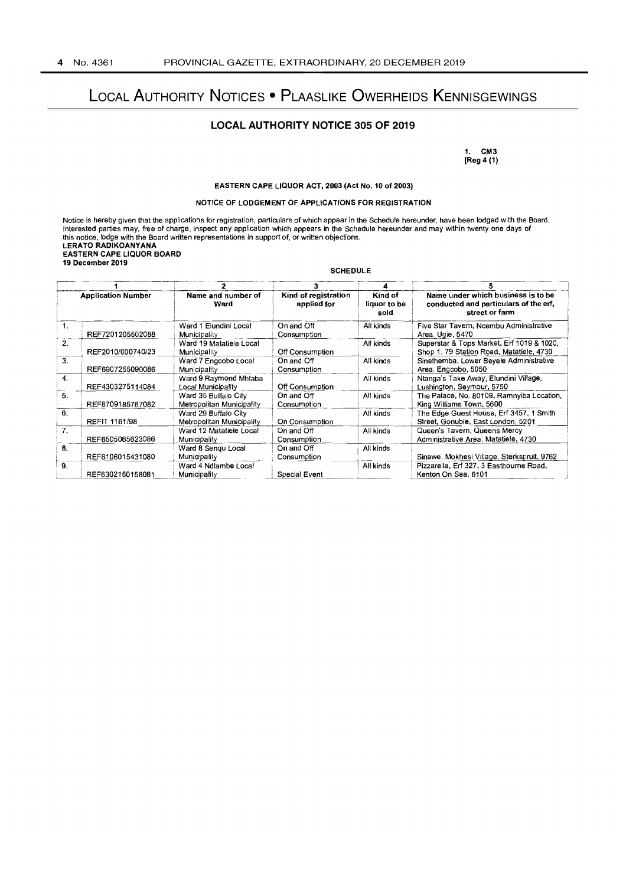# Local Authority Notices • Plaaslike Owerheids Kennisgewings

## LOCAL AUTHORITY NOTICE 305 OF 2019

1. CM3
[Reg 4 (1)

**EASTERN CAPE LIQUOR ACT, 2003 (Act No. 10 of 2003)**

**NOTICE OF LODGEMENT OF APPLICATIONS FOR REGISTRATION**

Notice is hereby given that the applications for registration, particulars of which appear in the Schedule hereunder, have been lodged with the Board. Interested parties may, free of charge, inspect any application which appears in the Schedule hereunder and may within twenty one days of this notice, lodge with the Board written representations in support of, or written objections.

**LERATO RADIKOANYANA**
**EASTERN CAPE LIQUOR BOARD**
**19 December 2019**

**SCHEDULE**

| 1 | | 2 | 3 | 4 | 5 |
|---|---|---|---|---|---|
| **Application Number** | | **Name and number of Ward** | **Kind of registration applied for** | **Kind of liquor to be sold** | **Name under which business is to be conducted and particulars of the erf, street or farm** |
| 1. | REF7201205502088 | Ward 1 Elundini Local Municipality | On and Off Consumption | All kinds | Five Star Tavern, Ncembu Administrative Area, Ugie, 5470 |
| 2. | REF2010/000740/23 | Ward 19 Matatiele Local Municipality | Off Consumption | All kinds | Superstar & Tops Market, Erf 1019 & 1020, Shop 1, 79 Station Road, Matatiele, 4730 |
| 3. | REF6907255090086 | Ward 7 Engcobo Local Municipality | On and Off Consumption | All kinds | Sinethemba, Lower Beyele Administrative Area, Engcobo, 5050 |
| 4. | REF4303275114084 | Ward 9 Raymond Mhlaba Local Municipality | Off Consumption | All kinds | Ntanga's Take Away, Elundini Village, Lushington, Seymour, 5750 |
| 5. | REF8709185767082 | Ward 35 Buffalo City Metropolitan Municipality | On and Off Consumption | All kinds | The Palace, No. 80109, Ramnyiba Location, King Williams Town, 5600 |
| 6. | REFIT 1161/98 | Ward 29 Buffalo City Metropolitan Municipality | On Consumption | All kinds | The Edge Guest House, Erf 3457, 1 Smith Street, Gonubie, East London, 5201 |
| 7. | REF6505065623086 | Ward 12 Matatiele Local Municipality | On and Off Consumption | All kinds | Queen's Tavern, Queens Mercy Administrative Area, Matatiele, 4730 |
| 8. | REF8106015431080 | Ward 8 Senqu Local Municipality | On and Off Consumption | All kinds | Sinawe, Mokhesi Village, Sterkspruit, 9762 |
| 9. | REF6302150158081 | Ward 4 Ndlambe Local Municipality | Special Event | All kinds | Pizzarella, Erf 327, 3 Eastbourne Road, Kenton On Sea, 6101 |